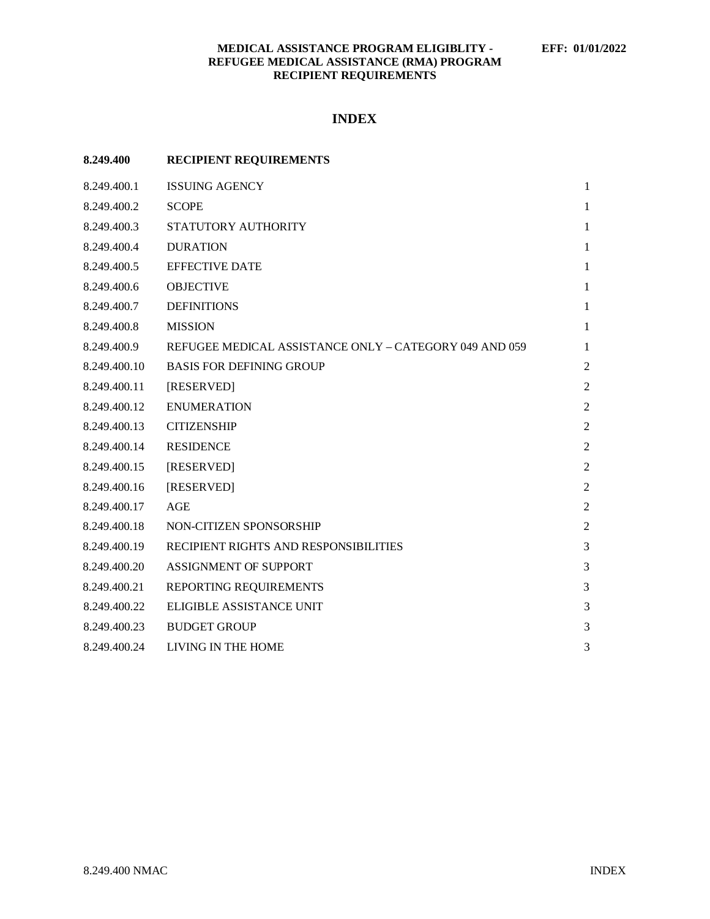**MEDICAL ASSISTANCE PROGRAM ELIGIBLITY - REFUGEE MEDICAL ASSISTANCE (RMA) PROGRAM RECIPIENT REQUIREMENTS** **EFF: 01/01/2022**

# INDEX

| | | |
|---|---|---|
| **8.249.400** | **RECIPIENT REQUIREMENTS** | |
| 8.249.400.1 | ISSUING AGENCY | 1 |
| 8.249.400.2 | SCOPE | 1 |
| 8.249.400.3 | STATUTORY AUTHORITY | 1 |
| 8.249.400.4 | DURATION | 1 |
| 8.249.400.5 | EFFECTIVE DATE | 1 |
| 8.249.400.6 | OBJECTIVE | 1 |
| 8.249.400.7 | DEFINITIONS | 1 |
| 8.249.400.8 | MISSION | 1 |
| 8.249.400.9 | REFUGEE MEDICAL ASSISTANCE ONLY – CATEGORY 049 AND 059 | 1 |
| 8.249.400.10 | BASIS FOR DEFINING GROUP | 2 |
| 8.249.400.11 | [RESERVED] | 2 |
| 8.249.400.12 | ENUMERATION | 2 |
| 8.249.400.13 | CITIZENSHIP | 2 |
| 8.249.400.14 | RESIDENCE | 2 |
| 8.249.400.15 | [RESERVED] | 2 |
| 8.249.400.16 | [RESERVED] | 2 |
| 8.249.400.17 | AGE | 2 |
| 8.249.400.18 | NON-CITIZEN SPONSORSHIP | 2 |
| 8.249.400.19 | RECIPIENT RIGHTS AND RESPONSIBILITIES | 3 |
| 8.249.400.20 | ASSIGNMENT OF SUPPORT | 3 |
| 8.249.400.21 | REPORTING REQUIREMENTS | 3 |
| 8.249.400.22 | ELIGIBLE ASSISTANCE UNIT | 3 |
| 8.249.400.23 | BUDGET GROUP | 3 |
| 8.249.400.24 | LIVING IN THE HOME | 3 |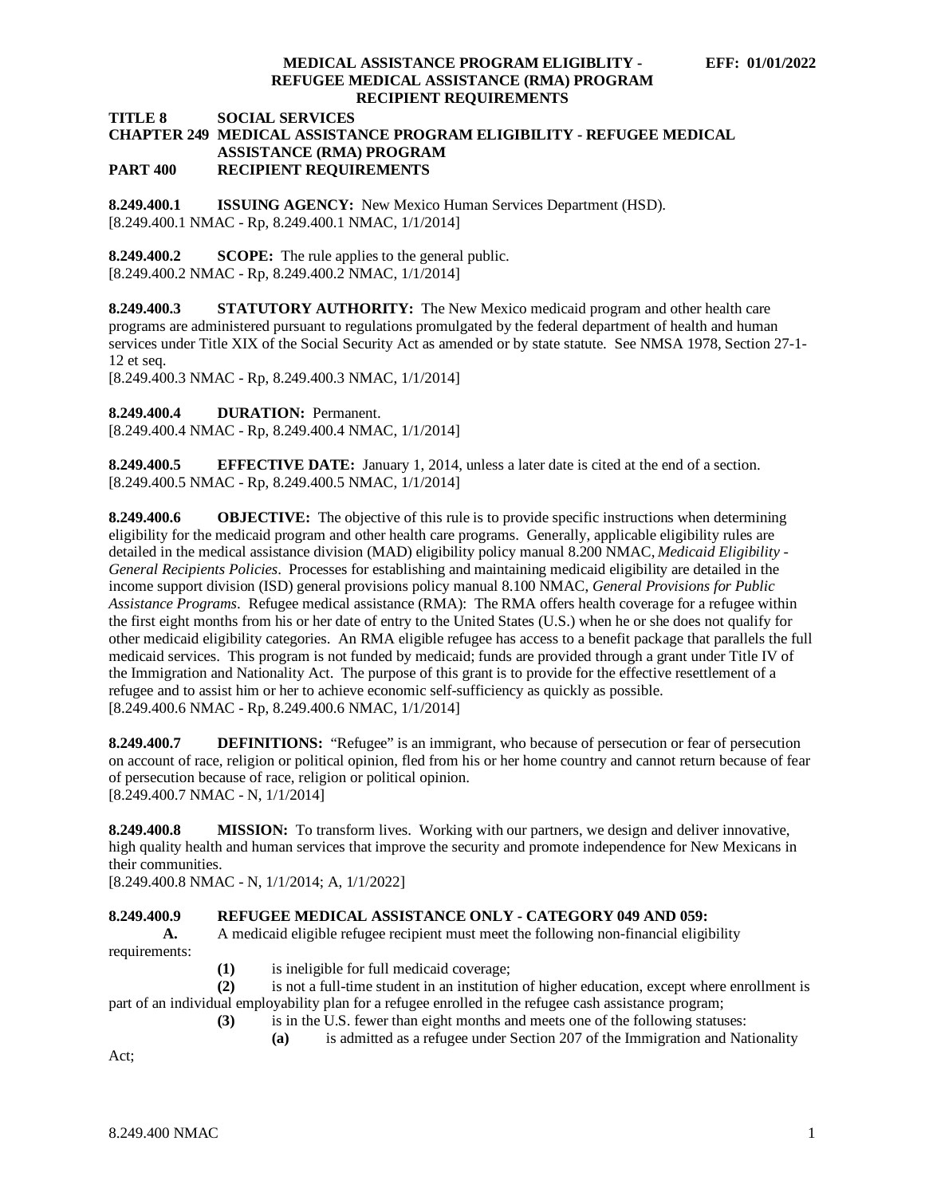**TITLE 8 SOCIAL SERVICES**
**CHAPTER 249 MEDICAL ASSISTANCE PROGRAM ELIGIBILITY - REFUGEE MEDICAL ASSISTANCE (RMA) PROGRAM**
**PART 400 RECIPIENT REQUIREMENTS**

**8.249.400.1 ISSUING AGENCY:** New Mexico Human Services Department (HSD).
[8.249.400.1 NMAC - Rp, 8.249.400.1 NMAC, 1/1/2014]

**8.249.400.2 SCOPE:** The rule applies to the general public.
[8.249.400.2 NMAC - Rp, 8.249.400.2 NMAC, 1/1/2014]

**8.249.400.3 STATUTORY AUTHORITY:** The New Mexico medicaid program and other health care programs are administered pursuant to regulations promulgated by the federal department of health and human services under Title XIX of the Social Security Act as amended or by state statute. See NMSA 1978, Section 27-1-12 et seq.
[8.249.400.3 NMAC - Rp, 8.249.400.3 NMAC, 1/1/2014]

**8.249.400.4 DURATION:** Permanent.
[8.249.400.4 NMAC - Rp, 8.249.400.4 NMAC, 1/1/2014]

**8.249.400.5 EFFECTIVE DATE:** January 1, 2014, unless a later date is cited at the end of a section.
[8.249.400.5 NMAC - Rp, 8.249.400.5 NMAC, 1/1/2014]

**8.249.400.6 OBJECTIVE:** The objective of this rule is to provide specific instructions when determining eligibility for the medicaid program and other health care programs. Generally, applicable eligibility rules are detailed in the medical assistance division (MAD) eligibility policy manual 8.200 NMAC, *Medicaid Eligibility - General Recipients Policies*. Processes for establishing and maintaining medicaid eligibility are detailed in the income support division (ISD) general provisions policy manual 8.100 NMAC, *General Provisions for Public Assistance Programs*. Refugee medical assistance (RMA): The RMA offers health coverage for a refugee within the first eight months from his or her date of entry to the United States (U.S.) when he or she does not qualify for other medicaid eligibility categories. An RMA eligible refugee has access to a benefit package that parallels the full medicaid services. This program is not funded by medicaid; funds are provided through a grant under Title IV of the Immigration and Nationality Act. The purpose of this grant is to provide for the effective resettlement of a refugee and to assist him or her to achieve economic self-sufficiency as quickly as possible.
[8.249.400.6 NMAC - Rp, 8.249.400.6 NMAC, 1/1/2014]

**8.249.400.7 DEFINITIONS:** "Refugee" is an immigrant, who because of persecution or fear of persecution on account of race, religion or political opinion, fled from his or her home country and cannot return because of fear of persecution because of race, religion or political opinion.
[8.249.400.7 NMAC - N, 1/1/2014]

**8.249.400.8 MISSION:** To transform lives. Working with our partners, we design and deliver innovative, high quality health and human services that improve the security and promote independence for New Mexicans in their communities.
[8.249.400.8 NMAC - N, 1/1/2014; A, 1/1/2022]

**8.249.400.9 REFUGEE MEDICAL ASSISTANCE ONLY - CATEGORY 049 AND 059:**

**A.** A medicaid eligible refugee recipient must meet the following non-financial eligibility requirements:

**(1)** is ineligible for full medicaid coverage;

**(2)** is not a full-time student in an institution of higher education, except where enrollment is part of an individual employability plan for a refugee enrolled in the refugee cash assistance program;

**(3)** is in the U.S. fewer than eight months and meets one of the following statuses:

**(a)** is admitted as a refugee under Section 207 of the Immigration and Nationality Act;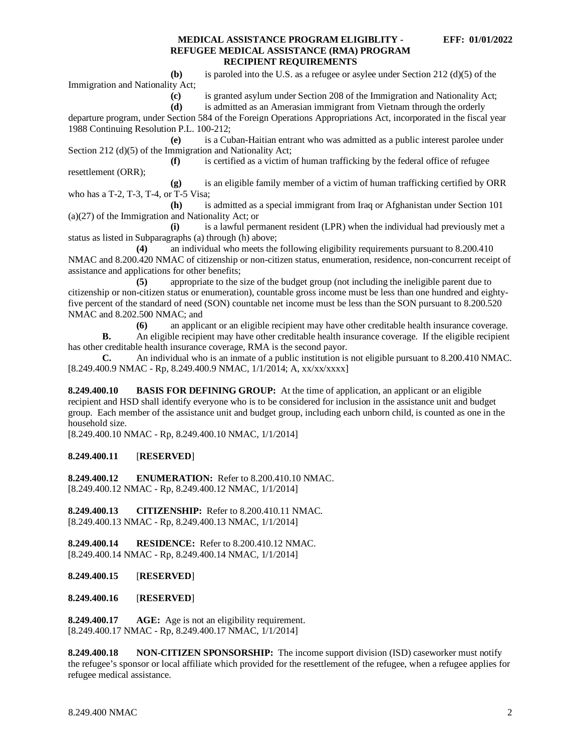**(b)** is paroled into the U.S. as a refugee or asylee under Section 212 (d)(5) of the Immigration and Nationality Act;

**(c)** is granted asylum under Section 208 of the Immigration and Nationality Act;

**(d)** is admitted as an Amerasian immigrant from Vietnam through the orderly departure program, under Section 584 of the Foreign Operations Appropriations Act, incorporated in the fiscal year 1988 Continuing Resolution P.L. 100-212;

**(e)** is a Cuban-Haitian entrant who was admitted as a public interest parolee under Section 212 (d)(5) of the Immigration and Nationality Act;

**(f)** is certified as a victim of human trafficking by the federal office of refugee resettlement (ORR);

**(g)** is an eligible family member of a victim of human trafficking certified by ORR who has a T-2, T-3, T-4, or T-5 Visa;

**(h)** is admitted as a special immigrant from Iraq or Afghanistan under Section 101 (a)(27) of the Immigration and Nationality Act; or

**(i)** is a lawful permanent resident (LPR) when the individual had previously met a status as listed in Subparagraphs (a) through (h) above;

**(4)** an individual who meets the following eligibility requirements pursuant to 8.200.410 NMAC and 8.200.420 NMAC of citizenship or non-citizen status, enumeration, residence, non-concurrent receipt of assistance and applications for other benefits;

**(5)** appropriate to the size of the budget group (not including the ineligible parent due to citizenship or non-citizen status or enumeration), countable gross income must be less than one hundred and eighty-five percent of the standard of need (SON) countable net income must be less than the SON pursuant to 8.200.520 NMAC and 8.202.500 NMAC; and

**(6)** an applicant or an eligible recipient may have other creditable health insurance coverage.

**B.** An eligible recipient may have other creditable health insurance coverage. If the eligible recipient has other creditable health insurance coverage, RMA is the second payor.

**C.** An individual who is an inmate of a public institution is not eligible pursuant to 8.200.410 NMAC.

[8.249.400.9 NMAC - Rp, 8.249.400.9 NMAC, 1/1/2014; A, xx/xx/xxxx]

**8.249.400.10 BASIS FOR DEFINING GROUP:** At the time of application, an applicant or an eligible recipient and HSD shall identify everyone who is to be considered for inclusion in the assistance unit and budget group. Each member of the assistance unit and budget group, including each unborn child, is counted as one in the household size.

[8.249.400.10 NMAC - Rp, 8.249.400.10 NMAC, 1/1/2014]

**8.249.400.11** [**RESERVED**]

**8.249.400.12 ENUMERATION:** Refer to 8.200.410.10 NMAC.

[8.249.400.12 NMAC - Rp, 8.249.400.12 NMAC, 1/1/2014]

**8.249.400.13 CITIZENSHIP:** Refer to 8.200.410.11 NMAC.

[8.249.400.13 NMAC - Rp, 8.249.400.13 NMAC, 1/1/2014]

**8.249.400.14 RESIDENCE:** Refer to 8.200.410.12 NMAC.

[8.249.400.14 NMAC - Rp, 8.249.400.14 NMAC, 1/1/2014]

**8.249.400.15** [**RESERVED**]

**8.249.400.16** [**RESERVED**]

**8.249.400.17 AGE:** Age is not an eligibility requirement.

[8.249.400.17 NMAC - Rp, 8.249.400.17 NMAC, 1/1/2014]

**8.249.400.18 NON-CITIZEN SPONSORSHIP:** The income support division (ISD) caseworker must notify the refugee's sponsor or local affiliate which provided for the resettlement of the refugee, when a refugee applies for refugee medical assistance.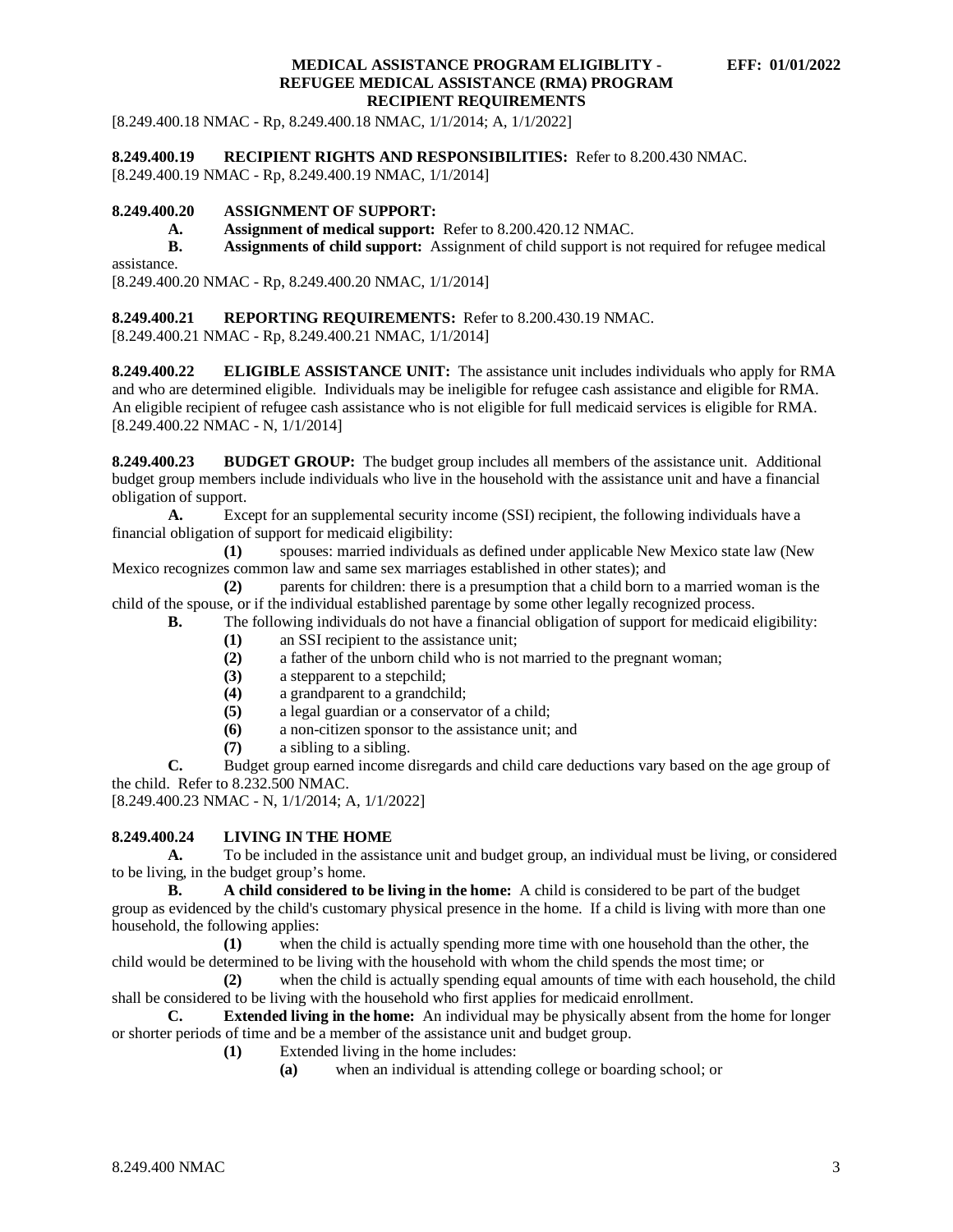[8.249.400.18 NMAC - Rp, 8.249.400.18 NMAC, 1/1/2014; A, 1/1/2022]

**8.249.400.19 RECIPIENT RIGHTS AND RESPONSIBILITIES:** Refer to 8.200.430 NMAC.
[8.249.400.19 NMAC - Rp, 8.249.400.19 NMAC, 1/1/2014]

**8.249.400.20 ASSIGNMENT OF SUPPORT:**

**A. Assignment of medical support:** Refer to 8.200.420.12 NMAC.

**B. Assignments of child support:** Assignment of child support is not required for refugee medical assistance.

[8.249.400.20 NMAC - Rp, 8.249.400.20 NMAC, 1/1/2014]

**8.249.400.21 REPORTING REQUIREMENTS:** Refer to 8.200.430.19 NMAC.
[8.249.400.21 NMAC - Rp, 8.249.400.21 NMAC, 1/1/2014]

**8.249.400.22 ELIGIBLE ASSISTANCE UNIT:** The assistance unit includes individuals who apply for RMA and who are determined eligible. Individuals may be ineligible for refugee cash assistance and eligible for RMA. An eligible recipient of refugee cash assistance who is not eligible for full medicaid services is eligible for RMA.
[8.249.400.22 NMAC - N, 1/1/2014]

**8.249.400.23 BUDGET GROUP:** The budget group includes all members of the assistance unit. Additional budget group members include individuals who live in the household with the assistance unit and have a financial obligation of support.

**A.** Except for an supplemental security income (SSI) recipient, the following individuals have a financial obligation of support for medicaid eligibility:

**(1)** spouses: married individuals as defined under applicable New Mexico state law (New Mexico recognizes common law and same sex marriages established in other states); and

**(2)** parents for children: there is a presumption that a child born to a married woman is the child of the spouse, or if the individual established parentage by some other legally recognized process.

**B.** The following individuals do not have a financial obligation of support for medicaid eligibility:

**(1)** an SSI recipient to the assistance unit;

**(2)** a father of the unborn child who is not married to the pregnant woman;

**(3)** a stepparent to a stepchild;

**(4)** a grandparent to a grandchild;

**(5)** a legal guardian or a conservator of a child;

**(6)** a non-citizen sponsor to the assistance unit; and

**(7)** a sibling to a sibling.

**C.** Budget group earned income disregards and child care deductions vary based on the age group of the child. Refer to 8.232.500 NMAC.

[8.249.400.23 NMAC - N, 1/1/2014; A, 1/1/2022]

**8.249.400.24 LIVING IN THE HOME**

**A.** To be included in the assistance unit and budget group, an individual must be living, or considered to be living, in the budget group's home.

**B. A child considered to be living in the home:** A child is considered to be part of the budget group as evidenced by the child's customary physical presence in the home. If a child is living with more than one household, the following applies:

**(1)** when the child is actually spending more time with one household than the other, the child would be determined to be living with the household with whom the child spends the most time; or

**(2)** when the child is actually spending equal amounts of time with each household, the child shall be considered to be living with the household who first applies for medicaid enrollment.

**C. Extended living in the home:** An individual may be physically absent from the home for longer or shorter periods of time and be a member of the assistance unit and budget group.

**(1)** Extended living in the home includes:

**(a)** when an individual is attending college or boarding school; or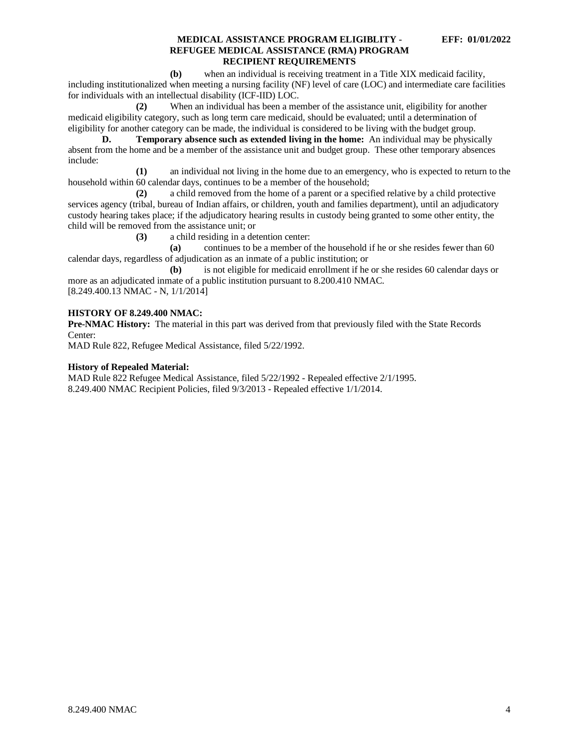**(b)** when an individual is receiving treatment in a Title XIX medicaid facility, including institutionalized when meeting a nursing facility (NF) level of care (LOC) and intermediate care facilities for individuals with an intellectual disability (ICF-IID) LOC.

**(2)** When an individual has been a member of the assistance unit, eligibility for another medicaid eligibility category, such as long term care medicaid, should be evaluated; until a determination of eligibility for another category can be made, the individual is considered to be living with the budget group.

**D. Temporary absence such as extended living in the home:** An individual may be physically absent from the home and be a member of the assistance unit and budget group. These other temporary absences include:

**(1)** an individual not living in the home due to an emergency, who is expected to return to the household within 60 calendar days, continues to be a member of the household;

**(2)** a child removed from the home of a parent or a specified relative by a child protective services agency (tribal, bureau of Indian affairs, or children, youth and families department), until an adjudicatory custody hearing takes place; if the adjudicatory hearing results in custody being granted to some other entity, the child will be removed from the assistance unit; or

**(3)** a child residing in a detention center:

**(a)** continues to be a member of the household if he or she resides fewer than 60 calendar days, regardless of adjudication as an inmate of a public institution; or

**(b)** is not eligible for medicaid enrollment if he or she resides 60 calendar days or more as an adjudicated inmate of a public institution pursuant to 8.200.410 NMAC.

[8.249.400.13 NMAC - N, 1/1/2014]

**HISTORY OF 8.249.400 NMAC:**

**Pre-NMAC History:** The material in this part was derived from that previously filed with the State Records Center:

MAD Rule 822, Refugee Medical Assistance, filed 5/22/1992.

**History of Repealed Material:**

MAD Rule 822 Refugee Medical Assistance, filed 5/22/1992 - Repealed effective 2/1/1995.

8.249.400 NMAC Recipient Policies, filed 9/3/2013 - Repealed effective 1/1/2014.